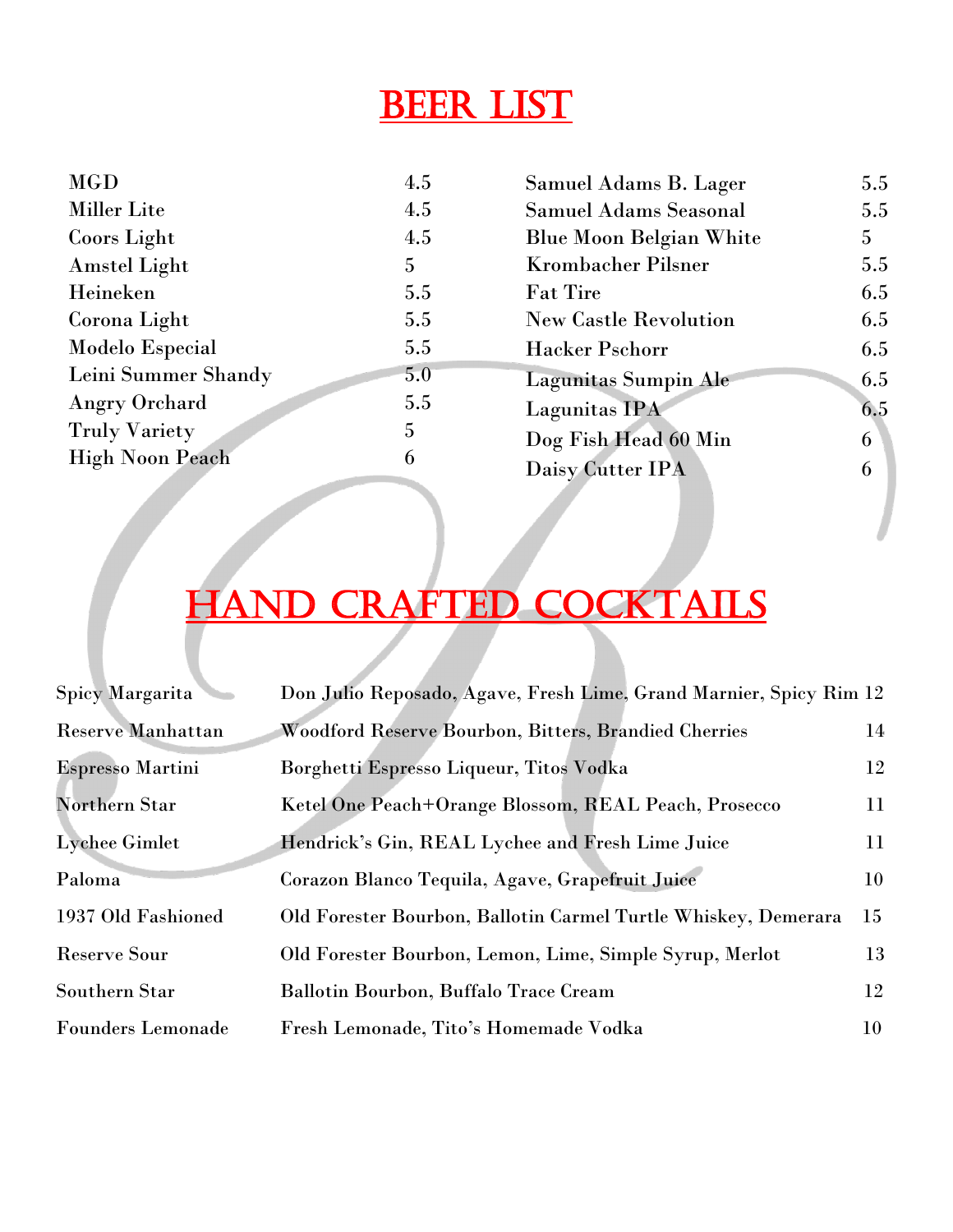# BEER LIST

| Beer | Price |
|---|---|
| MGD | 4.5 |
| Miller Lite | 4.5 |
| Coors Light | 4.5 |
| Amstel Light | 5 |
| Heineken | 5.5 |
| Corona Light | 5.5 |
| Modelo Especial | 5.5 |
| Leini Summer Shandy | 5.0 |
| Angry Orchard | 5.5 |
| Truly Variety | 5 |
| High Noon Peach | 6 |
| Samuel Adams B. Lager | 5.5 |
| Samuel Adams Seasonal | 5.5 |
| Blue Moon Belgian White | 5 |
| Krombacher Pilsner | 5.5 |
| Fat Tire | 6.5 |
| New Castle Revolution | 6.5 |
| Hacker Pschorr | 6.5 |
| Lagunitas Sumpin Ale | 6.5 |
| Lagunitas IPA | 6.5 |
| Dog Fish Head 60 Min | 6 |
| Daisy Cutter IPA | 6 |

# HAND CRAFTED COCKTAILS

| Cocktail | Ingredients | Price |
|---|---|---|
| Spicy Margarita | Don Julio Reposado, Agave, Fresh Lime, Grand Marnier, Spicy Rim | 12 |
| Reserve Manhattan | Woodford Reserve Bourbon, Bitters, Brandied Cherries | 14 |
| Espresso Martini | Borghetti Espresso Liqueur, Titos Vodka | 12 |
| Northern Star | Ketel One Peach+Orange Blossom, REAL Peach, Prosecco | 11 |
| Lychee Gimlet | Hendrick's Gin, REAL Lychee and Fresh Lime Juice | 11 |
| Paloma | Corazon Blanco Tequila, Agave, Grapefruit Juice | 10 |
| 1937 Old Fashioned | Old Forester Bourbon, Ballotin Carmel Turtle Whiskey, Demerara | 15 |
| Reserve Sour | Old Forester Bourbon, Lemon, Lime, Simple Syrup, Merlot | 13 |
| Southern Star | Ballotin Bourbon, Buffalo Trace Cream | 12 |
| Founders Lemonade | Fresh Lemonade, Tito's Homemade Vodka | 10 |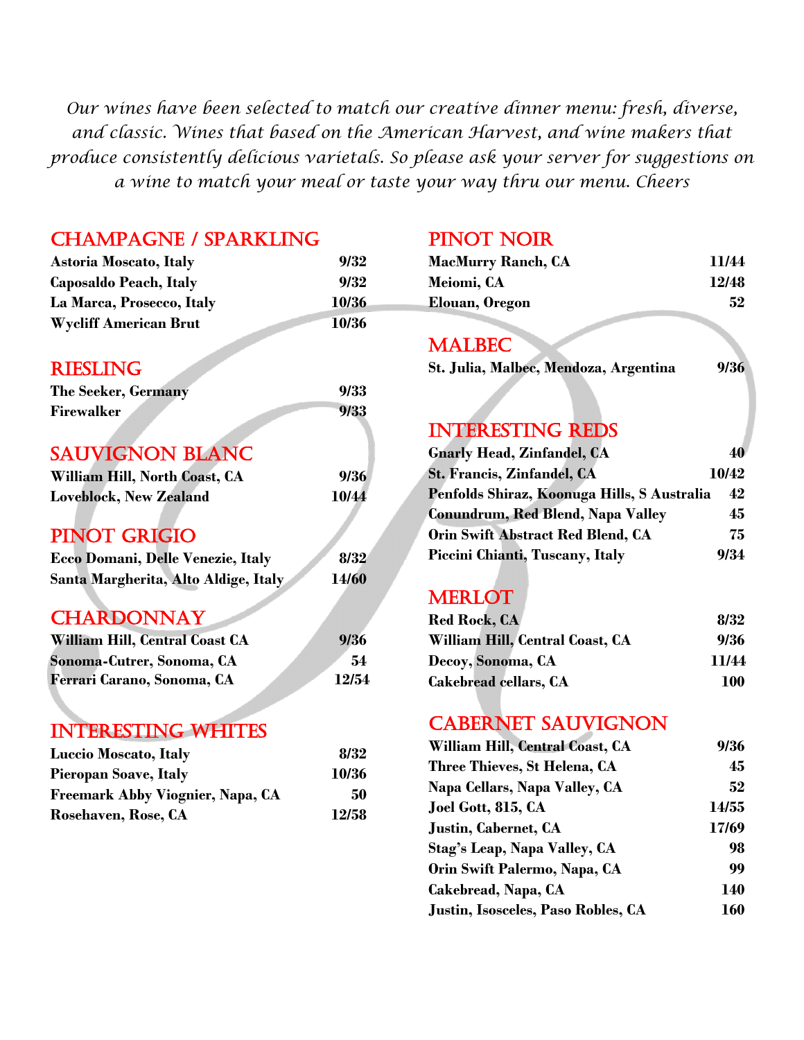*Our wines have been selected to match our creative dinner menu: fresh, diverse, and classic. Wines that based on the American Harvest, and wine makers that produce consistently delicious varietals. So please ask your server for suggestions on a wine to match your meal or taste your way thru our menu. Cheers*

## CHAMPAGNE / SPARKLING

| | |
|---|---|
| **Astoria Moscato, Italy** | **9/32** |
| **Caposaldo Peach, Italy** | **9/32** |
| **La Marca, Prosecco, Italy** | **10/36** |
| **Wycliff American Brut** | **10/36** |

## RIESLING

| | |
|---|---|
| **The Seeker, Germany** | **9/33** |
| **Firewalker** | **9/33** |

## SAUVIGNON BLANC

| | |
|---|---|
| **William Hill, North Coast, CA** | **9/36** |
| **Loveblock, New Zealand** | **10/44** |

## PINOT GRIGIO

| | |
|---|---|
| **Ecco Domani, Delle Venezie, Italy** | **8/32** |
| **Santa Margherita, Alto Aldige, Italy** | **14/60** |

## CHARDONNAY

| | |
|---|---|
| **William Hill, Central Coast CA** | **9/36** |
| **Sonoma-Cutrer, Sonoma, CA** | **54** |
| **Ferrari Carano, Sonoma, CA** | **12/54** |

## INTERESTING WHITES

| | |
|---|---|
| **Luccio Moscato, Italy** | **8/32** |
| **Pieropan Soave, Italy** | **10/36** |
| **Freemark Abby Viognier, Napa, CA** | **50** |
| **Rosehaven, Rose, CA** | **12/58** |

## PINOT NOIR

| | |
|---|---|
| **MacMurry Ranch, CA** | **11/44** |
| **Meiomi, CA** | **12/48** |
| **Elouan, Oregon** | **52** |

## MALBEC

| | |
|---|---|
| **St. Julia, Malbec, Mendoza, Argentina** | **9/36** |

## INTERESTING REDS

| | |
|---|---|
| **Gnarly Head, Zinfandel, CA** | **40** |
| **St. Francis, Zinfandel, CA** | **10/42** |
| **Penfolds Shiraz, Koonuga Hills, S Australia** | **42** |
| **Conundrum, Red Blend, Napa Valley** | **45** |
| **Orin Swift Abstract Red Blend, CA** | **75** |
| **Piccini Chianti, Tuscany, Italy** | **9/34** |

## MERLOT

| | |
|---|---|
| **Red Rock, CA** | **8/32** |
| **William Hill, Central Coast, CA** | **9/36** |
| **Decoy, Sonoma, CA** | **11/44** |
| **Cakebread cellars, CA** | **100** |

## CABERNET SAUVIGNON

| | |
|---|---|
| **William Hill, Central Coast, CA** | **9/36** |
| **Three Thieves, St Helena, CA** | **45** |
| **Napa Cellars, Napa Valley, CA** | **52** |
| **Joel Gott, 815, CA** | **14/55** |
| **Justin, Cabernet, CA** | **17/69** |
| **Stag's Leap, Napa Valley, CA** | **98** |
| **Orin Swift Palermo, Napa, CA** | **99** |
| **Cakebread, Napa, CA** | **140** |
| **Justin, Isosceles, Paso Robles, CA** | **160** |